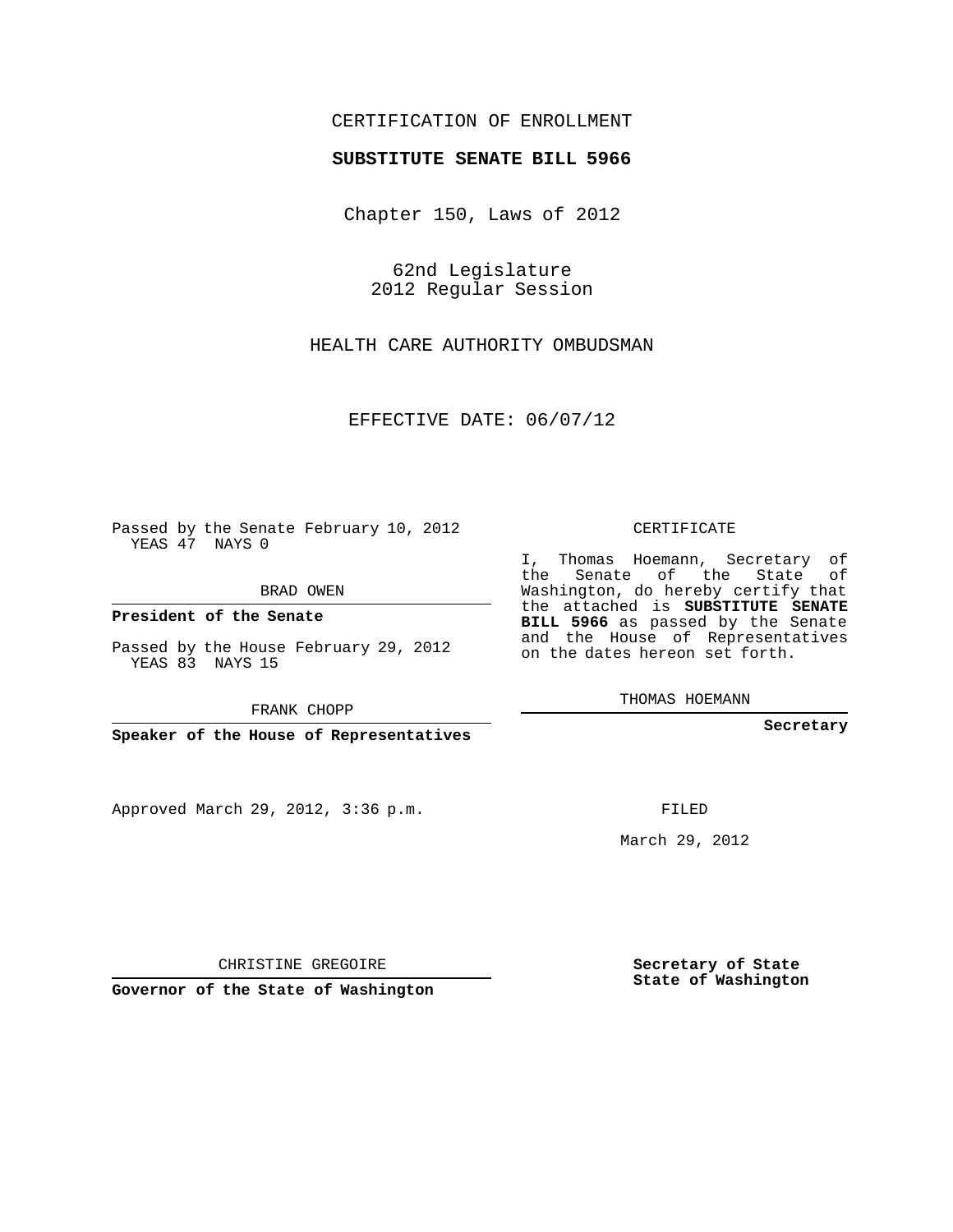CERTIFICATION OF ENROLLMENT

**SUBSTITUTE SENATE BILL 5966**

Chapter 150, Laws of 2012

62nd Legislature
2012 Regular Session

HEALTH CARE AUTHORITY OMBUDSMAN

EFFECTIVE DATE: 06/07/12

Passed by the Senate February 10, 2012
YEAS 47 NAYS 0

BRAD OWEN

**President of the Senate**

Passed by the House February 29, 2012
YEAS 83 NAYS 15

FRANK CHOPP

**Speaker of the House of Representatives**

CERTIFICATE

I, Thomas Hoemann, Secretary of the Senate of the State of Washington, do hereby certify that the attached is **SUBSTITUTE SENATE BILL 5966** as passed by the Senate and the House of Representatives on the dates hereon set forth.

THOMAS HOEMANN

**Secretary**

Approved March 29, 2012, 3:36 p.m.

FILED

March 29, 2012

CHRISTINE GREGOIRE

**Governor of the State of Washington**

**Secretary of State**
**State of Washington**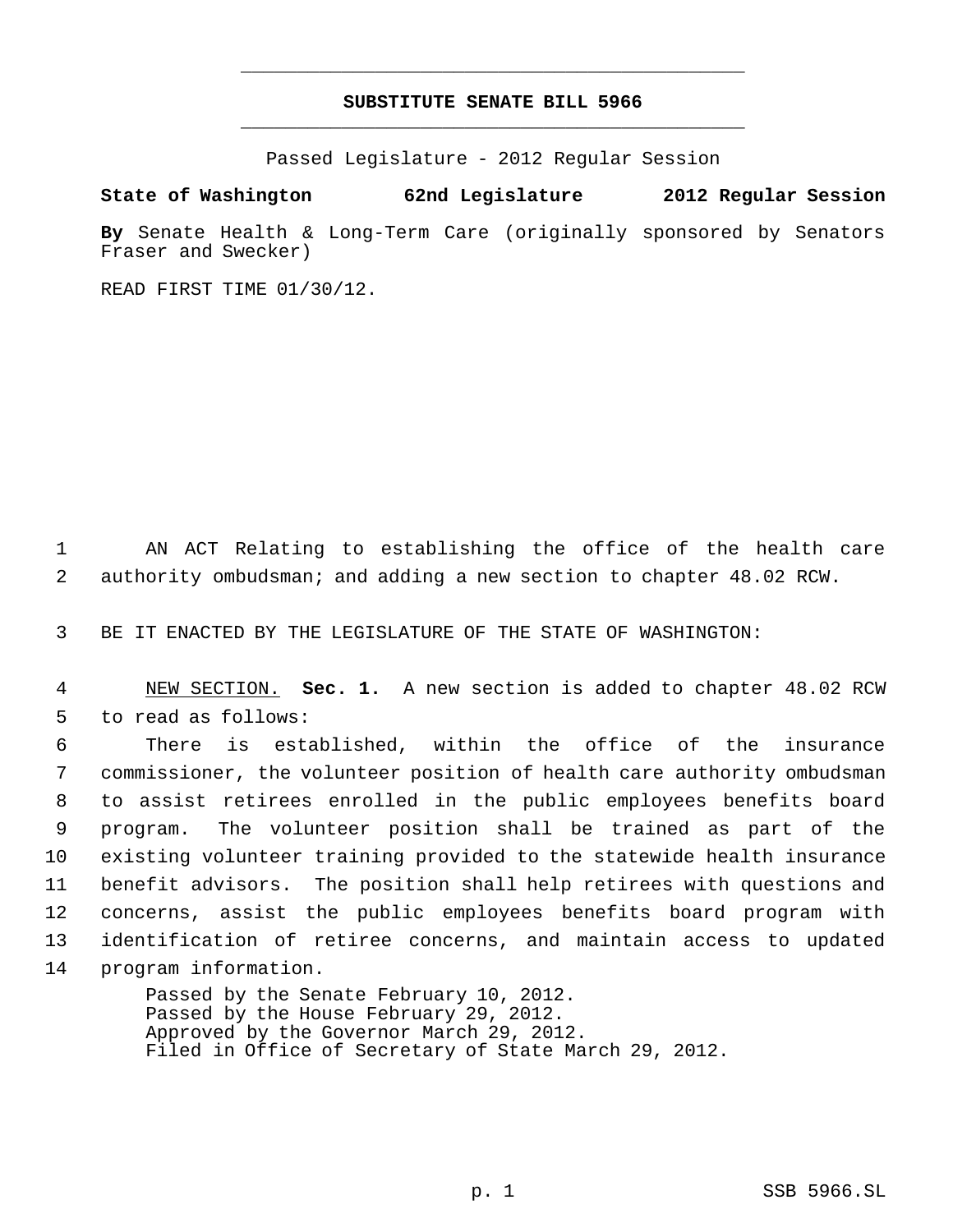# SUBSTITUTE SENATE BILL 5966

Passed Legislature - 2012 Regular Session

**State of Washington 62nd Legislature 2012 Regular Session**

**By** Senate Health & Long-Term Care (originally sponsored by Senators Fraser and Swecker)

READ FIRST TIME 01/30/12.

AN ACT Relating to establishing the office of the health care authority ombudsman; and adding a new section to chapter 48.02 RCW.

BE IT ENACTED BY THE LEGISLATURE OF THE STATE OF WASHINGTON:

NEW SECTION. **Sec. 1.** A new section is added to chapter 48.02 RCW to read as follows:

There is established, within the office of the insurance commissioner, the volunteer position of health care authority ombudsman to assist retirees enrolled in the public employees benefits board program. The volunteer position shall be trained as part of the existing volunteer training provided to the statewide health insurance benefit advisors. The position shall help retirees with questions and concerns, assist the public employees benefits board program with identification of retiree concerns, and maintain access to updated program information.

Passed by the Senate February 10, 2012.
Passed by the House February 29, 2012.
Approved by the Governor March 29, 2012.
Filed in Office of Secretary of State March 29, 2012.